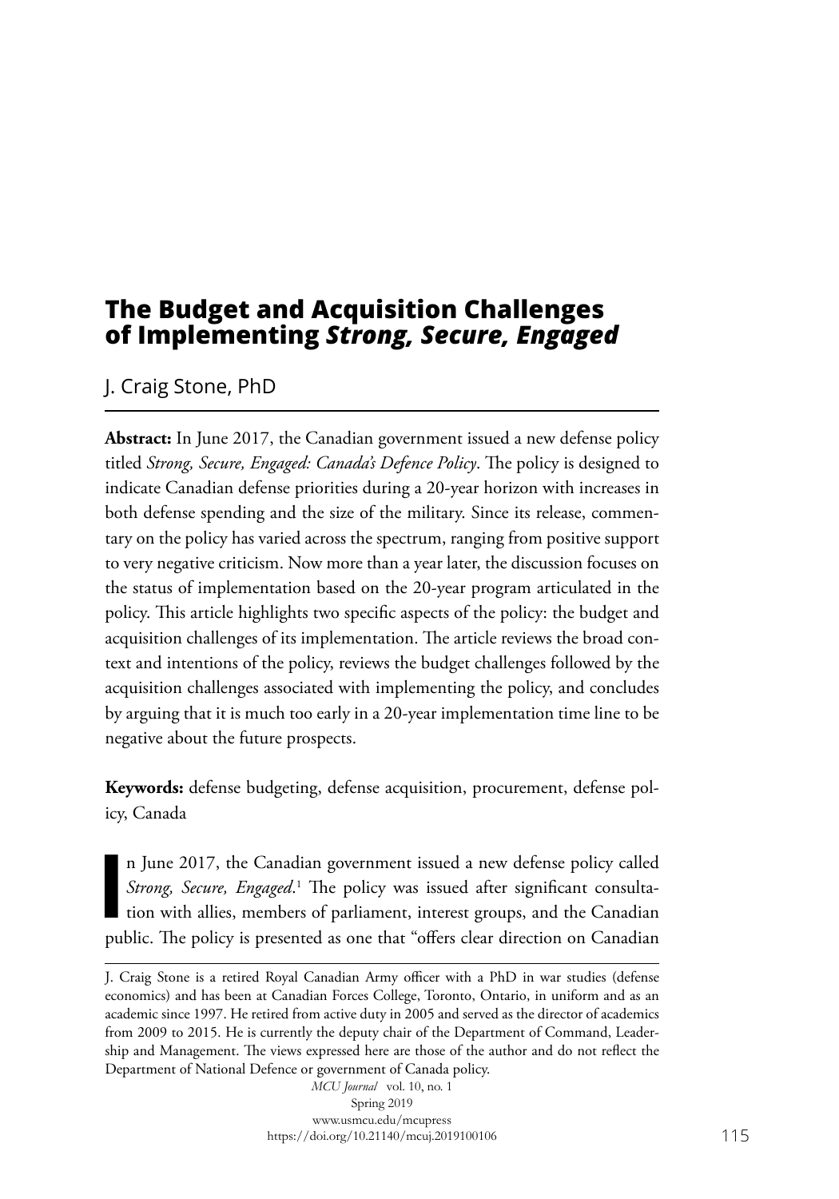# The Budget and Acquisition Challenges of Implementing *Strong, Secure, Engaged*

J. Craig Stone, PhD

**Abstract:** In June 2017, the Canadian government issued a new defense policy titled *Strong, Secure, Engaged: Canada's Defence Policy*. The policy is designed to indicate Canadian defense priorities during a 20-year horizon with increases in both defense spending and the size of the military. Since its release, commentary on the policy has varied across the spectrum, ranging from positive support to very negative criticism. Now more than a year later, the discussion focuses on the status of implementation based on the 20-year program articulated in the policy. This article highlights two specific aspects of the policy: the budget and acquisition challenges of its implementation. The article reviews the broad context and intentions of the policy, reviews the budget challenges followed by the acquisition challenges associated with implementing the policy, and concludes by arguing that it is much too early in a 20-year implementation time line to be negative about the future prospects.

**Keywords:** defense budgeting, defense acquisition, procurement, defense policy, Canada

In June 2017, the Canadian government issued a new defense policy called *Strong, Secure, Engaged*.[1] The policy was issued after significant consultation with allies, members of parliament, interest groups, and the Canadian public. The policy is presented as one that "offers clear direction on Canadian

---

J. Craig Stone is a retired Royal Canadian Army officer with a PhD in war studies (defense economics) and has been at Canadian Forces College, Toronto, Ontario, in uniform and as an academic since 1997. He retired from active duty in 2005 and served as the director of academics from 2009 to 2015. He is currently the deputy chair of the Department of Command, Leadership and Management. The views expressed here are those of the author and do not reflect the Department of National Defence or government of Canada policy.

*MCU Journal* vol. 10, no. 1
Spring 2019
www.usmcu.edu/mcupress
https://doi.org/10.21140/mcuj.2019100106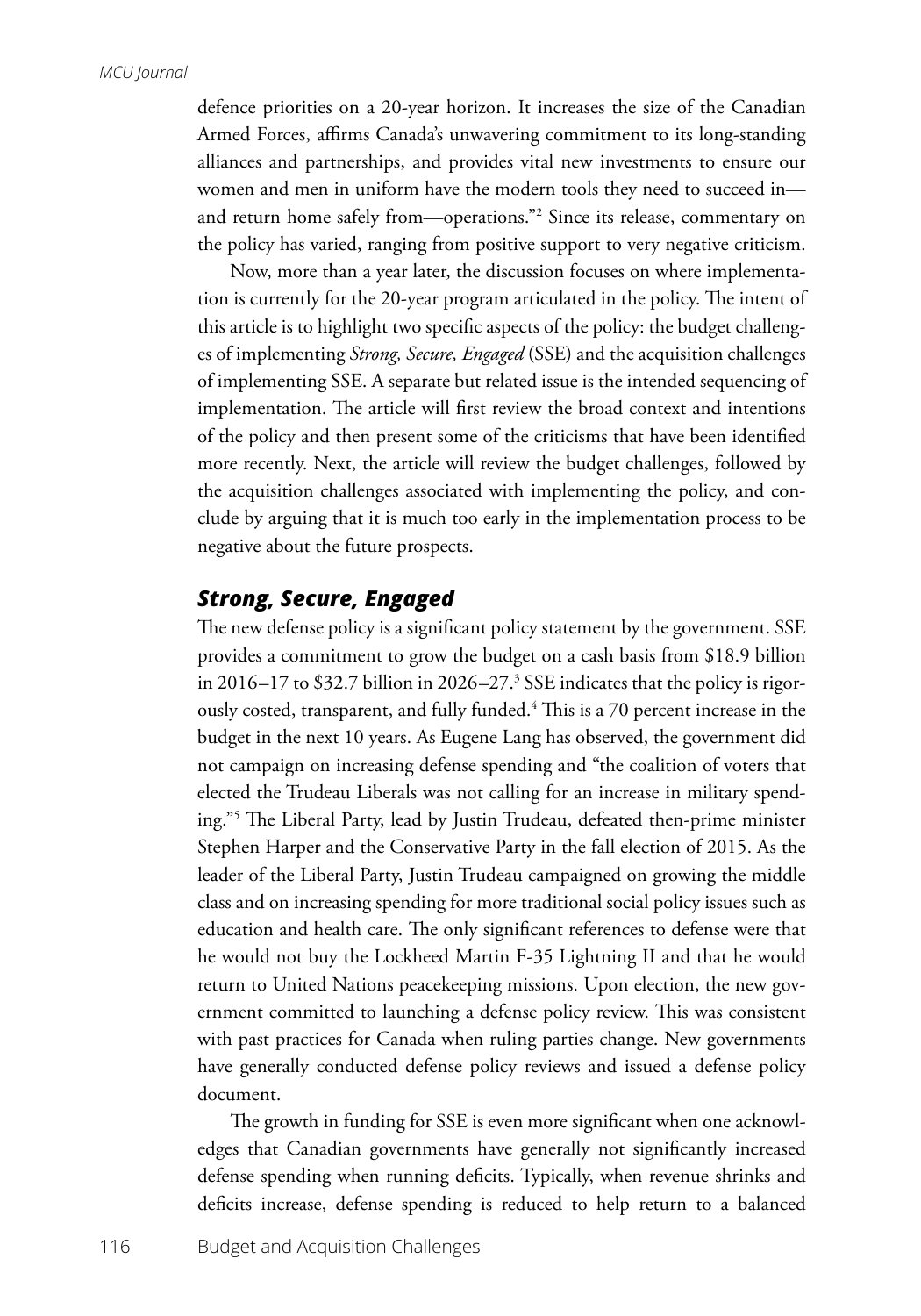defence priorities on a 20-year horizon. It increases the size of the Canadian Armed Forces, affirms Canada's unwavering commitment to its long-standing alliances and partnerships, and provides vital new investments to ensure our women and men in uniform have the modern tools they need to succeed in—and return home safely from—operations."[2] Since its release, commentary on the policy has varied, ranging from positive support to very negative criticism.

Now, more than a year later, the discussion focuses on where implementation is currently for the 20-year program articulated in the policy. The intent of this article is to highlight two specific aspects of the policy: the budget challenges of implementing *Strong, Secure, Engaged* (SSE) and the acquisition challenges of implementing SSE. A separate but related issue is the intended sequencing of implementation. The article will first review the broad context and intentions of the policy and then present some of the criticisms that have been identified more recently. Next, the article will review the budget challenges, followed by the acquisition challenges associated with implementing the policy, and conclude by arguing that it is much too early in the implementation process to be negative about the future prospects.

## *Strong, Secure, Engaged*

The new defense policy is a significant policy statement by the government. SSE provides a commitment to grow the budget on a cash basis from $18.9 billion in 2016–17 to $32.7 billion in 2026–27.[3] SSE indicates that the policy is rigorously costed, transparent, and fully funded.[4] This is a 70 percent increase in the budget in the next 10 years. As Eugene Lang has observed, the government did not campaign on increasing defense spending and "the coalition of voters that elected the Trudeau Liberals was not calling for an increase in military spending."[5] The Liberal Party, lead by Justin Trudeau, defeated then-prime minister Stephen Harper and the Conservative Party in the fall election of 2015. As the leader of the Liberal Party, Justin Trudeau campaigned on growing the middle class and on increasing spending for more traditional social policy issues such as education and health care. The only significant references to defense were that he would not buy the Lockheed Martin F-35 Lightning II and that he would return to United Nations peacekeeping missions. Upon election, the new government committed to launching a defense policy review. This was consistent with past practices for Canada when ruling parties change. New governments have generally conducted defense policy reviews and issued a defense policy document.

The growth in funding for SSE is even more significant when one acknowledges that Canadian governments have generally not significantly increased defense spending when running deficits. Typically, when revenue shrinks and deficits increase, defense spending is reduced to help return to a balanced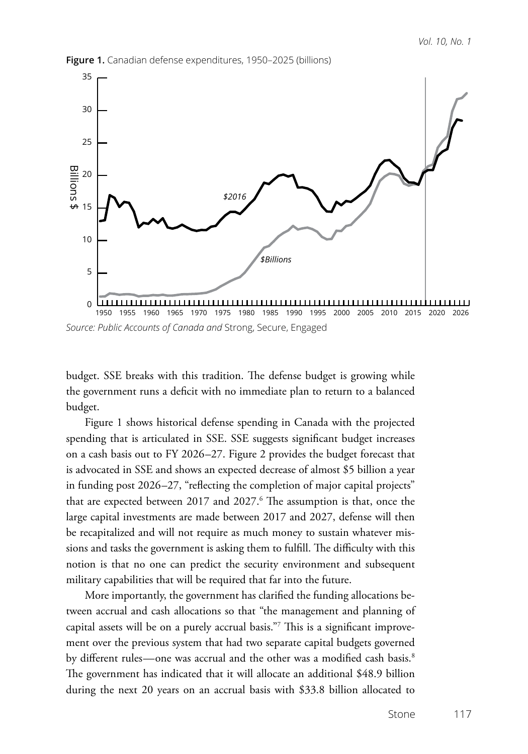**Figure 1.** Canadian defense expenditures, 1950–2025 (billions)

*Source: Public Accounts of Canada and* Strong, Secure, Engaged

budget. SSE breaks with this tradition. The defense budget is growing while the government runs a deficit with no immediate plan to return to a balanced budget.

Figure 1 shows historical defense spending in Canada with the projected spending that is articulated in SSE. SSE suggests significant budget increases on a cash basis out to FY 2026–27. Figure 2 provides the budget forecast that is advocated in SSE and shows an expected decrease of almost $5 billion a year in funding post 2026–27, "reflecting the completion of major capital projects" that are expected between 2017 and 2027.[6] The assumption is that, once the large capital investments are made between 2017 and 2027, defense will then be recapitalized and will not require as much money to sustain whatever missions and tasks the government is asking them to fulfill. The difficulty with this notion is that no one can predict the security environment and subsequent military capabilities that will be required that far into the future.

More importantly, the government has clarified the funding allocations between accrual and cash allocations so that "the management and planning of capital assets will be on a purely accrual basis."[7] This is a significant improvement over the previous system that had two separate capital budgets governed by different rules—one was accrual and the other was a modified cash basis.[8] The government has indicated that it will allocate an additional $48.9 billion during the next 20 years on an accrual basis with $33.8 billion allocated to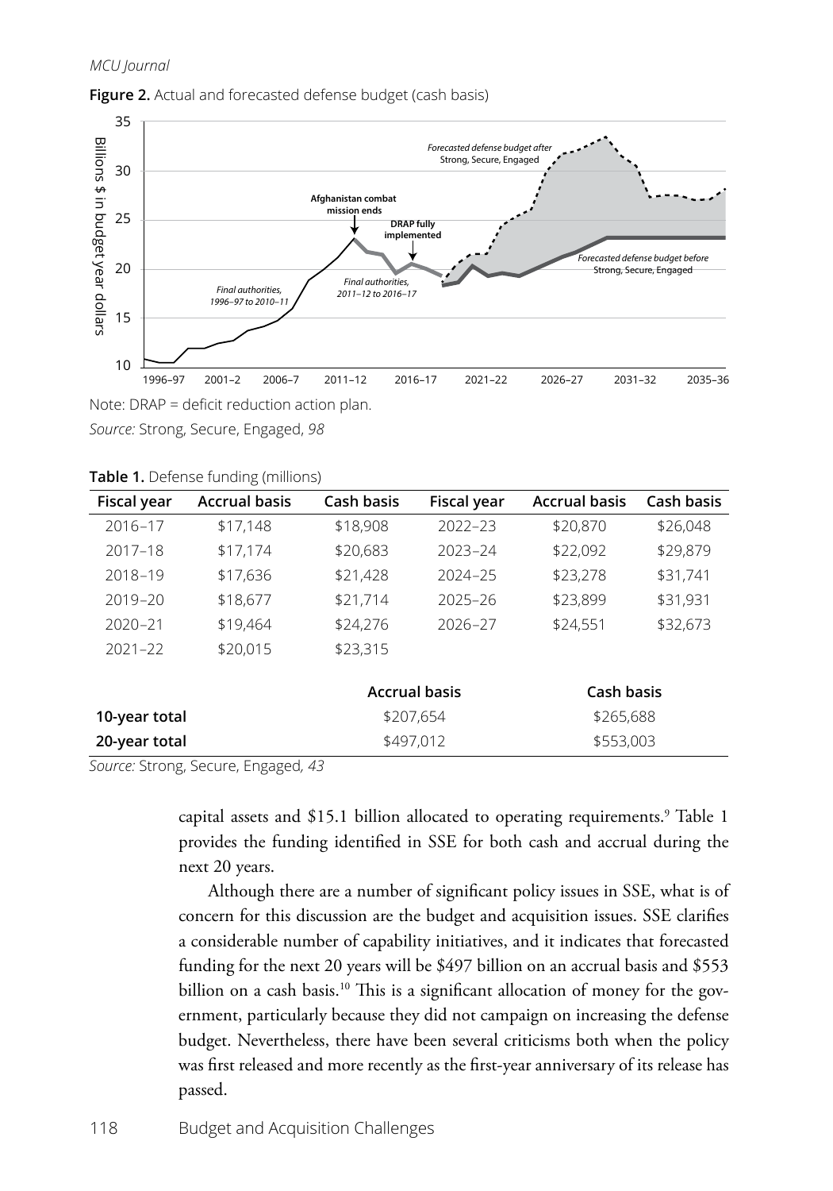**Figure 2.** Actual and forecasted defense budget (cash basis)

Note: DRAP = deficit reduction action plan.

*Source:* Strong, Secure, Engaged, *98*

**Table 1.** Defense funding (millions)

| Fiscal year | Accrual basis | Cash basis | Fiscal year | Accrual basis | Cash basis |
|---|---|---|---|---|---|
| 2016–17 | $17,148 | $18,908 | 2022–23 | $20,870 | $26,048 |
| 2017–18 | $17,174 | $20,683 | 2023–24 | $22,092 | $29,879 |
| 2018–19 | $17,636 | $21,428 | 2024–25 | $23,278 | $31,741 |
| 2019–20 | $18,677 | $21,714 | 2025–26 | $23,899 | $31,931 |
| 2020–21 | $19,464 | $24,276 | 2026–27 | $24,551 | $32,673 |
| 2021–22 | $20,015 | $23,315 | | | |

| | Accrual basis | Cash basis |
|---|---|---|
| **10-year total** | $207,654 | $265,688 |
| **20-year total** | $497,012 | $553,003 |

*Source:* Strong, Secure, Engaged*, 43*

capital assets and $15.1 billion allocated to operating requirements.[9] Table 1 provides the funding identified in SSE for both cash and accrual during the next 20 years.

Although there are a number of significant policy issues in SSE, what is of concern for this discussion are the budget and acquisition issues. SSE clarifies a considerable number of capability initiatives, and it indicates that forecasted funding for the next 20 years will be $497 billion on an accrual basis and $553 billion on a cash basis.[10] This is a significant allocation of money for the government, particularly because they did not campaign on increasing the defense budget. Nevertheless, there have been several criticisms both when the policy was first released and more recently as the first-year anniversary of its release has passed.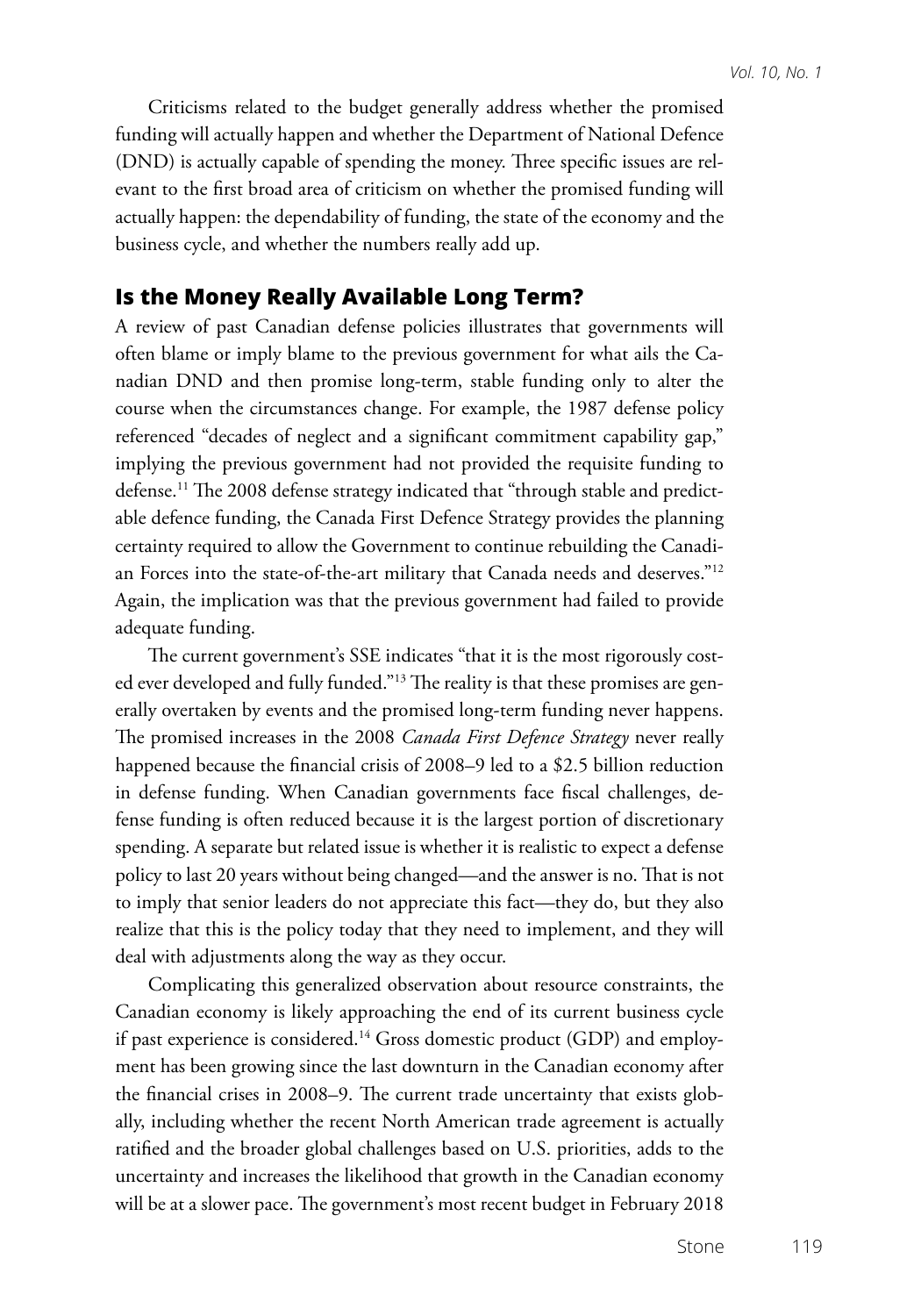Criticisms related to the budget generally address whether the promised funding will actually happen and whether the Department of National Defence (DND) is actually capable of spending the money. Three specific issues are relevant to the first broad area of criticism on whether the promised funding will actually happen: the dependability of funding, the state of the economy and the business cycle, and whether the numbers really add up.

## Is the Money Really Available Long Term?

A review of past Canadian defense policies illustrates that governments will often blame or imply blame to the previous government for what ails the Canadian DND and then promise long-term, stable funding only to alter the course when the circumstances change. For example, the 1987 defense policy referenced "decades of neglect and a significant commitment capability gap," implying the previous government had not provided the requisite funding to defense.[11] The 2008 defense strategy indicated that "through stable and predictable defence funding, the Canada First Defence Strategy provides the planning certainty required to allow the Government to continue rebuilding the Canadian Forces into the state-of-the-art military that Canada needs and deserves."[12] Again, the implication was that the previous government had failed to provide adequate funding.

The current government's SSE indicates "that it is the most rigorously costed ever developed and fully funded."[13] The reality is that these promises are generally overtaken by events and the promised long-term funding never happens. The promised increases in the 2008 *Canada First Defence Strategy* never really happened because the financial crisis of 2008–9 led to a $2.5 billion reduction in defense funding. When Canadian governments face fiscal challenges, defense funding is often reduced because it is the largest portion of discretionary spending. A separate but related issue is whether it is realistic to expect a defense policy to last 20 years without being changed—and the answer is no. That is not to imply that senior leaders do not appreciate this fact—they do, but they also realize that this is the policy today that they need to implement, and they will deal with adjustments along the way as they occur.

Complicating this generalized observation about resource constraints, the Canadian economy is likely approaching the end of its current business cycle if past experience is considered.[14] Gross domestic product (GDP) and employment has been growing since the last downturn in the Canadian economy after the financial crises in 2008–9. The current trade uncertainty that exists globally, including whether the recent North American trade agreement is actually ratified and the broader global challenges based on U.S. priorities, adds to the uncertainty and increases the likelihood that growth in the Canadian economy will be at a slower pace. The government's most recent budget in February 2018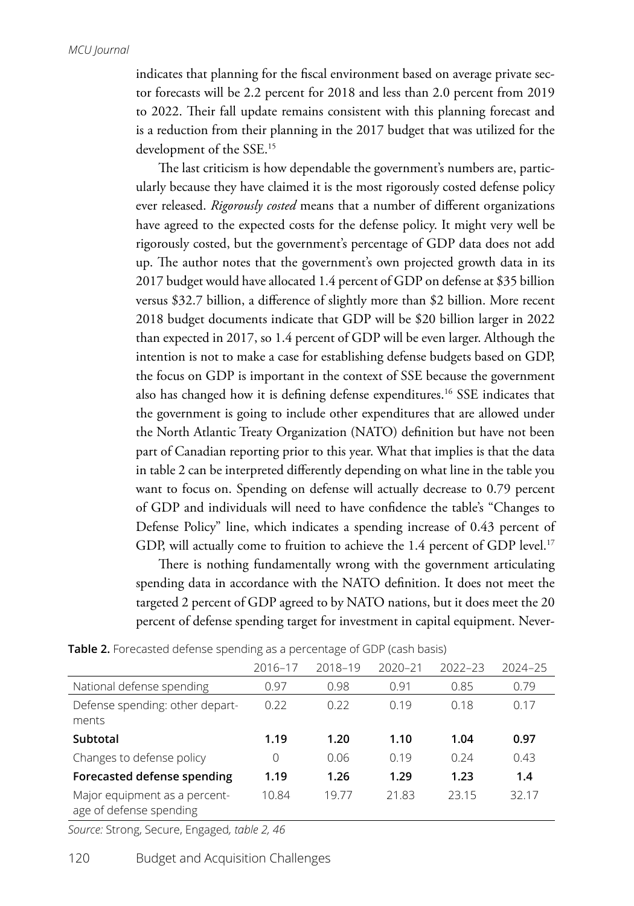indicates that planning for the fiscal environment based on average private sector forecasts will be 2.2 percent for 2018 and less than 2.0 percent from 2019 to 2022. Their fall update remains consistent with this planning forecast and is a reduction from their planning in the 2017 budget that was utilized for the development of the SSE.[15]

The last criticism is how dependable the government's numbers are, particularly because they have claimed it is the most rigorously costed defense policy ever released. *Rigorously costed* means that a number of different organizations have agreed to the expected costs for the defense policy. It might very well be rigorously costed, but the government's percentage of GDP data does not add up. The author notes that the government's own projected growth data in its 2017 budget would have allocated 1.4 percent of GDP on defense at $35 billion versus $32.7 billion, a difference of slightly more than $2 billion. More recent 2018 budget documents indicate that GDP will be $20 billion larger in 2022 than expected in 2017, so 1.4 percent of GDP will be even larger. Although the intention is not to make a case for establishing defense budgets based on GDP, the focus on GDP is important in the context of SSE because the government also has changed how it is defining defense expenditures.[16] SSE indicates that the government is going to include other expenditures that are allowed under the North Atlantic Treaty Organization (NATO) definition but have not been part of Canadian reporting prior to this year. What that implies is that the data in table 2 can be interpreted differently depending on what line in the table you want to focus on. Spending on defense will actually decrease to 0.79 percent of GDP and individuals will need to have confidence the table's "Changes to Defense Policy" line, which indicates a spending increase of 0.43 percent of GDP, will actually come to fruition to achieve the 1.4 percent of GDP level.[17]

There is nothing fundamentally wrong with the government articulating spending data in accordance with the NATO definition. It does not meet the targeted 2 percent of GDP agreed to by NATO nations, but it does meet the 20 percent of defense spending target for investment in capital equipment. Never-

**Table 2.** Forecasted defense spending as a percentage of GDP (cash basis)

| | 2016–17 | 2018–19 | 2020–21 | 2022–23 | 2024–25 |
|---|---|---|---|---|---|
| National defense spending | 0.97 | 0.98 | 0.91 | 0.85 | 0.79 |
| Defense spending: other departments | 0.22 | 0.22 | 0.19 | 0.18 | 0.17 |
| **Subtotal** | **1.19** | **1.20** | **1.10** | **1.04** | **0.97** |
| Changes to defense policy | 0 | 0.06 | 0.19 | 0.24 | 0.43 |
| **Forecasted defense spending** | **1.19** | **1.26** | **1.29** | **1.23** | **1.4** |
| Major equipment as a percentage of defense spending | 10.84 | 19.77 | 21.83 | 23.15 | 32.17 |

*Source:* Strong, Secure, Engaged*, table 2, 46*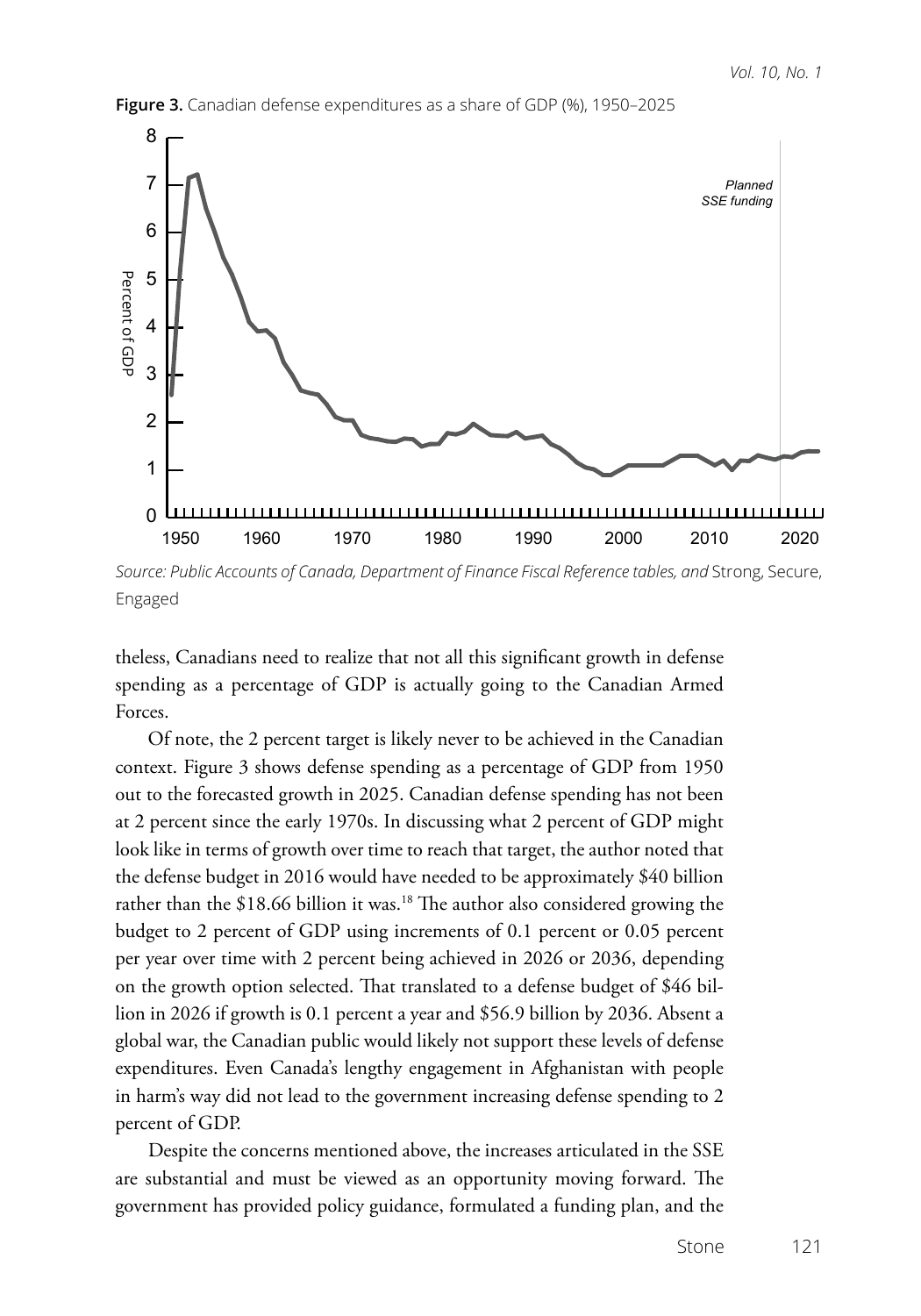**Figure 3.** Canadian defense expenditures as a share of GDP (%), 1950–2025

*Source: Public Accounts of Canada, Department of Finance Fiscal Reference tables, and* Strong, Secure, Engaged

theless, Canadians need to realize that not all this significant growth in defense spending as a percentage of GDP is actually going to the Canadian Armed Forces.

Of note, the 2 percent target is likely never to be achieved in the Canadian context. Figure 3 shows defense spending as a percentage of GDP from 1950 out to the forecasted growth in 2025. Canadian defense spending has not been at 2 percent since the early 1970s. In discussing what 2 percent of GDP might look like in terms of growth over time to reach that target, the author noted that the defense budget in 2016 would have needed to be approximately $40 billion rather than the $18.66 billion it was.[18] The author also considered growing the budget to 2 percent of GDP using increments of 0.1 percent or 0.05 percent per year over time with 2 percent being achieved in 2026 or 2036, depending on the growth option selected. That translated to a defense budget of $46 billion in 2026 if growth is 0.1 percent a year and $56.9 billion by 2036. Absent a global war, the Canadian public would likely not support these levels of defense expenditures. Even Canada's lengthy engagement in Afghanistan with people in harm's way did not lead to the government increasing defense spending to 2 percent of GDP.

Despite the concerns mentioned above, the increases articulated in the SSE are substantial and must be viewed as an opportunity moving forward. The government has provided policy guidance, formulated a funding plan, and the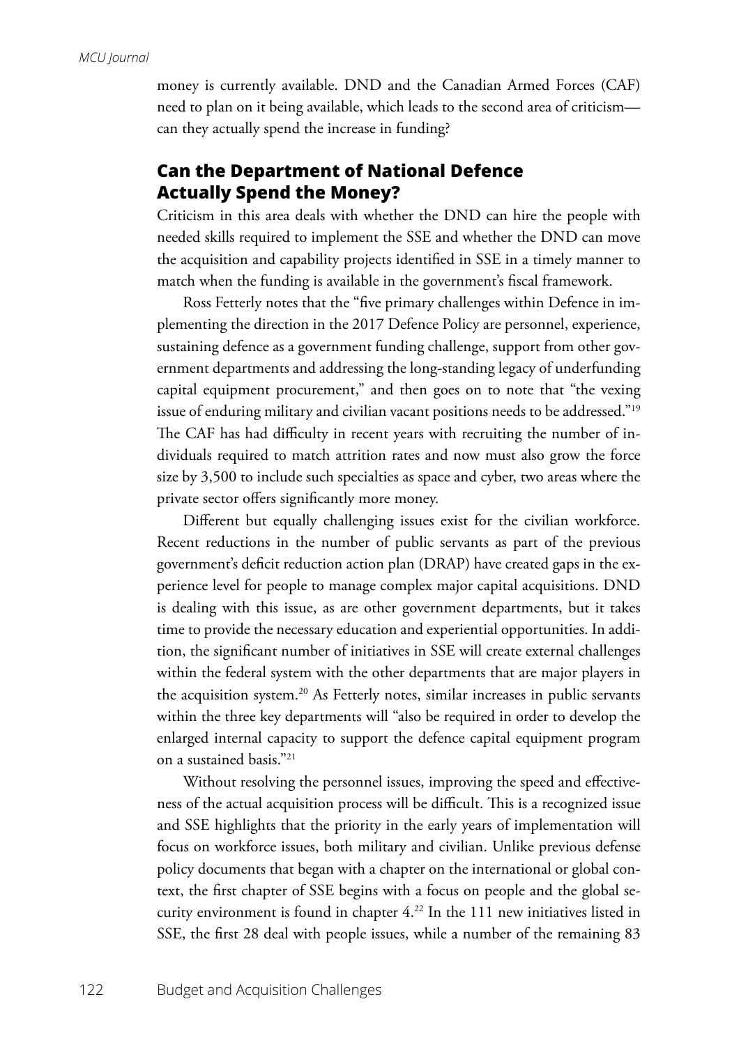money is currently available. DND and the Canadian Armed Forces (CAF) need to plan on it being available, which leads to the second area of criticism—can they actually spend the increase in funding?

## Can the Department of National Defence Actually Spend the Money?

Criticism in this area deals with whether the DND can hire the people with needed skills required to implement the SSE and whether the DND can move the acquisition and capability projects identified in SSE in a timely manner to match when the funding is available in the government's fiscal framework.

Ross Fetterly notes that the "five primary challenges within Defence in implementing the direction in the 2017 Defence Policy are personnel, experience, sustaining defence as a government funding challenge, support from other government departments and addressing the long-standing legacy of underfunding capital equipment procurement," and then goes on to note that "the vexing issue of enduring military and civilian vacant positions needs to be addressed."[19] The CAF has had difficulty in recent years with recruiting the number of individuals required to match attrition rates and now must also grow the force size by 3,500 to include such specialties as space and cyber, two areas where the private sector offers significantly more money.

Different but equally challenging issues exist for the civilian workforce. Recent reductions in the number of public servants as part of the previous government's deficit reduction action plan (DRAP) have created gaps in the experience level for people to manage complex major capital acquisitions. DND is dealing with this issue, as are other government departments, but it takes time to provide the necessary education and experiential opportunities. In addition, the significant number of initiatives in SSE will create external challenges within the federal system with the other departments that are major players in the acquisition system.[20] As Fetterly notes, similar increases in public servants within the three key departments will "also be required in order to develop the enlarged internal capacity to support the defence capital equipment program on a sustained basis."[21]

Without resolving the personnel issues, improving the speed and effectiveness of the actual acquisition process will be difficult. This is a recognized issue and SSE highlights that the priority in the early years of implementation will focus on workforce issues, both military and civilian. Unlike previous defense policy documents that began with a chapter on the international or global context, the first chapter of SSE begins with a focus on people and the global security environment is found in chapter 4.[22] In the 111 new initiatives listed in SSE, the first 28 deal with people issues, while a number of the remaining 83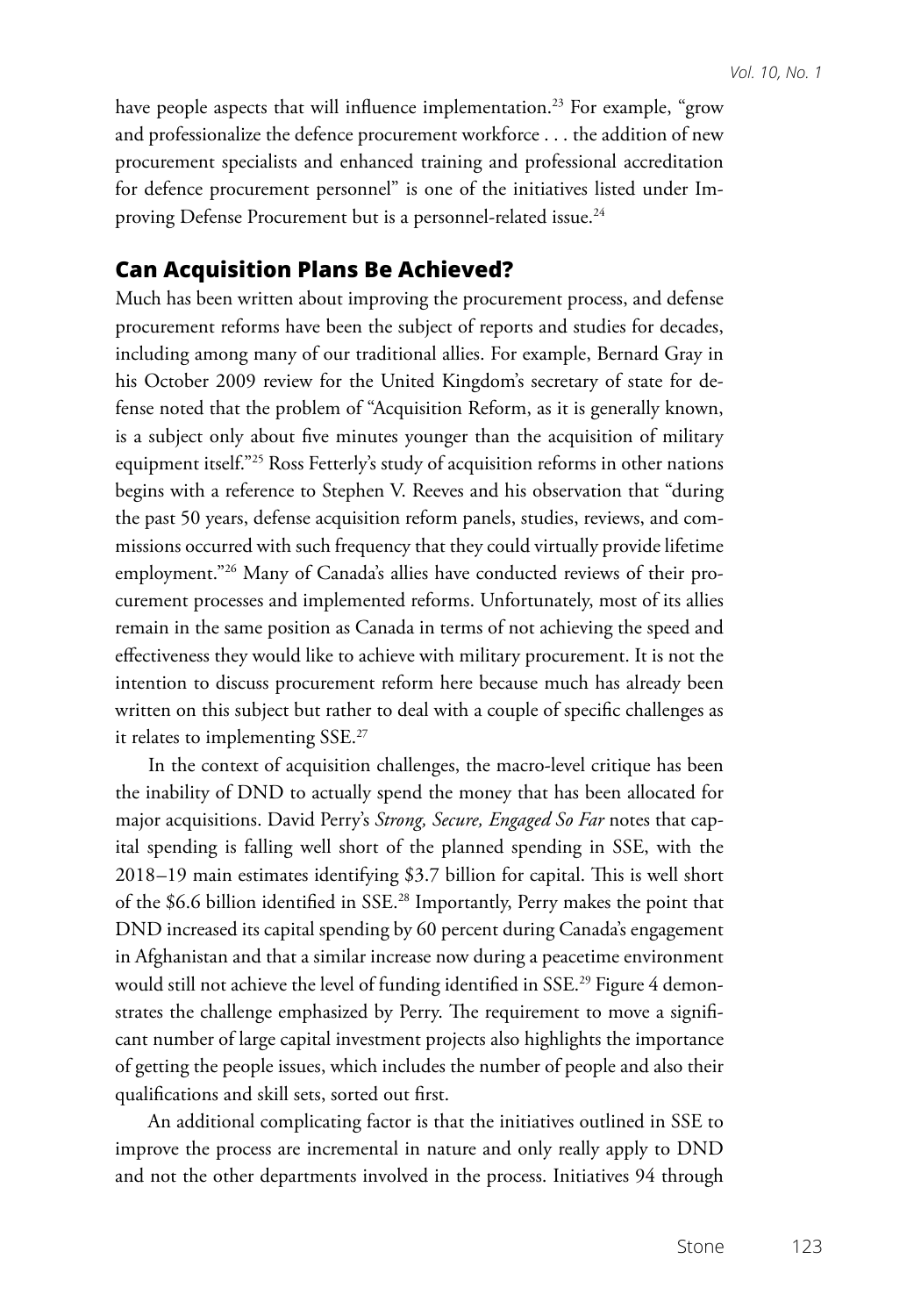have people aspects that will influence implementation.[23] For example, "grow and professionalize the defence procurement workforce . . . the addition of new procurement specialists and enhanced training and professional accreditation for defence procurement personnel" is one of the initiatives listed under Improving Defense Procurement but is a personnel-related issue.[24]

## Can Acquisition Plans Be Achieved?

Much has been written about improving the procurement process, and defense procurement reforms have been the subject of reports and studies for decades, including among many of our traditional allies. For example, Bernard Gray in his October 2009 review for the United Kingdom's secretary of state for defense noted that the problem of "Acquisition Reform, as it is generally known, is a subject only about five minutes younger than the acquisition of military equipment itself."[25] Ross Fetterly's study of acquisition reforms in other nations begins with a reference to Stephen V. Reeves and his observation that "during the past 50 years, defense acquisition reform panels, studies, reviews, and commissions occurred with such frequency that they could virtually provide lifetime employment."[26] Many of Canada's allies have conducted reviews of their procurement processes and implemented reforms. Unfortunately, most of its allies remain in the same position as Canada in terms of not achieving the speed and effectiveness they would like to achieve with military procurement. It is not the intention to discuss procurement reform here because much has already been written on this subject but rather to deal with a couple of specific challenges as it relates to implementing SSE.[27]

In the context of acquisition challenges, the macro-level critique has been the inability of DND to actually spend the money that has been allocated for major acquisitions. David Perry's *Strong, Secure, Engaged So Far* notes that capital spending is falling well short of the planned spending in SSE, with the 2018–19 main estimates identifying $3.7 billion for capital. This is well short of the $6.6 billion identified in SSE.[28] Importantly, Perry makes the point that DND increased its capital spending by 60 percent during Canada's engagement in Afghanistan and that a similar increase now during a peacetime environment would still not achieve the level of funding identified in SSE.[29] Figure 4 demonstrates the challenge emphasized by Perry. The requirement to move a significant number of large capital investment projects also highlights the importance of getting the people issues, which includes the number of people and also their qualifications and skill sets, sorted out first.

An additional complicating factor is that the initiatives outlined in SSE to improve the process are incremental in nature and only really apply to DND and not the other departments involved in the process. Initiatives 94 through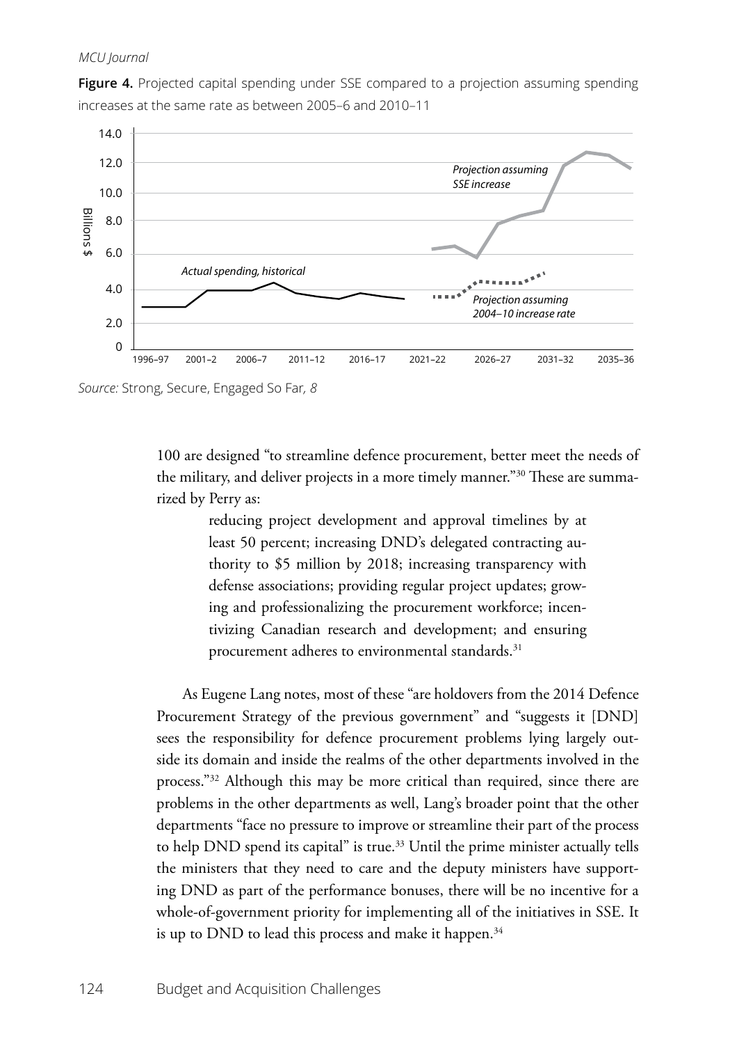**Figure 4.** Projected capital spending under SSE compared to a projection assuming spending increases at the same rate as between 2005–6 and 2010–11

*Source:* Strong, Secure, Engaged So Far, *8*

100 are designed "to streamline defence procurement, better meet the needs of the military, and deliver projects in a more timely manner."[30] These are summarized by Perry as:

> reducing project development and approval timelines by at least 50 percent; increasing DND's delegated contracting authority to $5 million by 2018; increasing transparency with defense associations; providing regular project updates; growing and professionalizing the procurement workforce; incentivizing Canadian research and development; and ensuring procurement adheres to environmental standards.[31]

As Eugene Lang notes, most of these "are holdovers from the 2014 Defence Procurement Strategy of the previous government" and "suggests it [DND] sees the responsibility for defence procurement problems lying largely outside its domain and inside the realms of the other departments involved in the process."[32] Although this may be more critical than required, since there are problems in the other departments as well, Lang's broader point that the other departments "face no pressure to improve or streamline their part of the process to help DND spend its capital" is true.[33] Until the prime minister actually tells the ministers that they need to care and the deputy ministers have supporting DND as part of the performance bonuses, there will be no incentive for a whole-of-government priority for implementing all of the initiatives in SSE. It is up to DND to lead this process and make it happen.[34]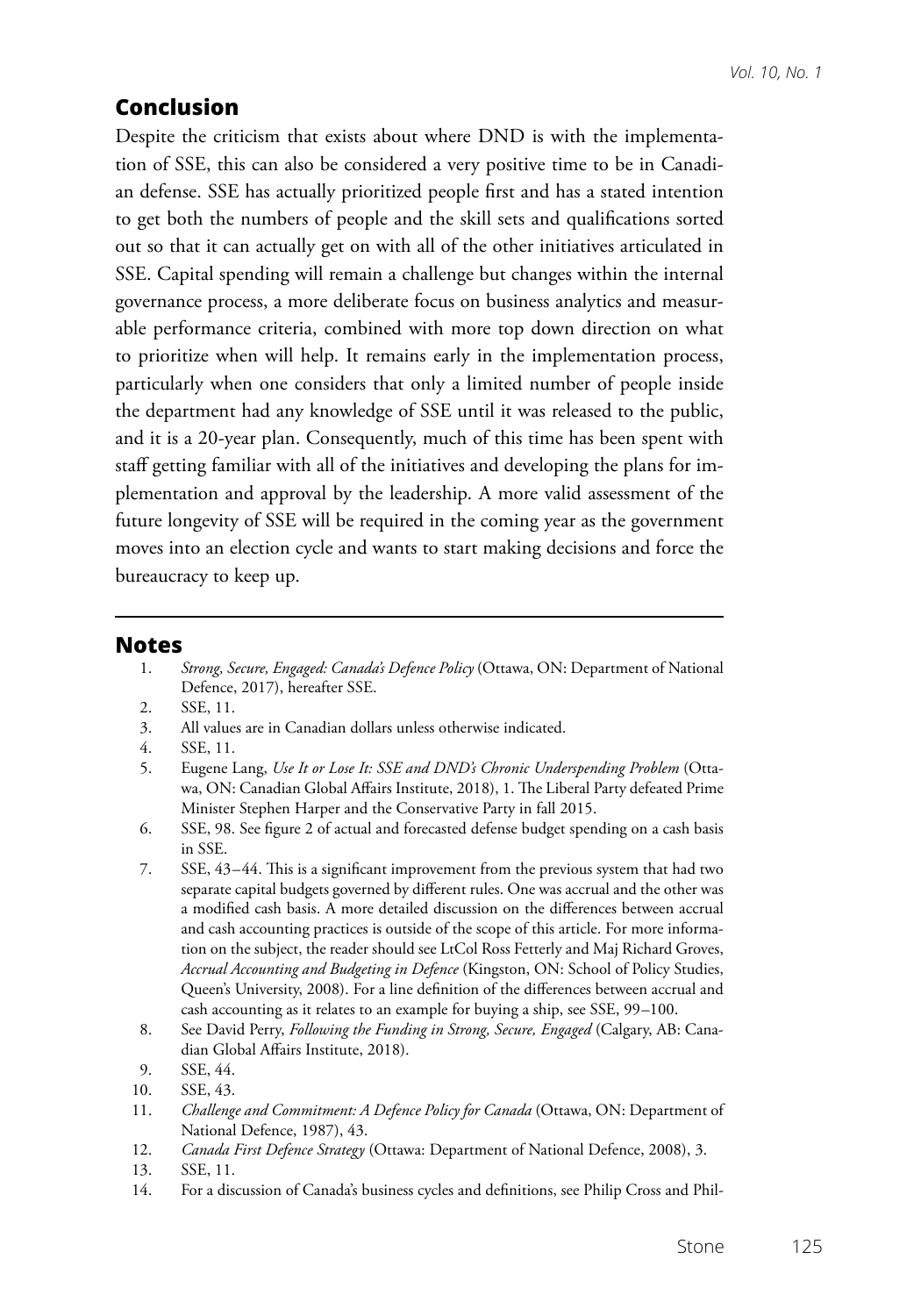## Conclusion

Despite the criticism that exists about where DND is with the implementation of SSE, this can also be considered a very positive time to be in Canadian defense. SSE has actually prioritized people first and has a stated intention to get both the numbers of people and the skill sets and qualifications sorted out so that it can actually get on with all of the other initiatives articulated in SSE. Capital spending will remain a challenge but changes within the internal governance process, a more deliberate focus on business analytics and measurable performance criteria, combined with more top down direction on what to prioritize when will help. It remains early in the implementation process, particularly when one considers that only a limited number of people inside the department had any knowledge of SSE until it was released to the public, and it is a 20-year plan. Consequently, much of this time has been spent with staff getting familiar with all of the initiatives and developing the plans for implementation and approval by the leadership. A more valid assessment of the future longevity of SSE will be required in the coming year as the government moves into an election cycle and wants to start making decisions and force the bureaucracy to keep up.

## Notes

1. *Strong, Secure, Engaged: Canada's Defence Policy* (Ottawa, ON: Department of National Defence, 2017), hereafter SSE.
2. SSE, 11.
3. All values are in Canadian dollars unless otherwise indicated.
4. SSE, 11.
5. Eugene Lang, *Use It or Lose It: SSE and DND's Chronic Underspending Problem* (Ottawa, ON: Canadian Global Affairs Institute, 2018), 1. The Liberal Party defeated Prime Minister Stephen Harper and the Conservative Party in fall 2015.
6. SSE, 98. See figure 2 of actual and forecasted defense budget spending on a cash basis in SSE.
7. SSE, 43–44. This is a significant improvement from the previous system that had two separate capital budgets governed by different rules. One was accrual and the other was a modified cash basis. A more detailed discussion on the differences between accrual and cash accounting practices is outside of the scope of this article. For more information on the subject, the reader should see LtCol Ross Fetterly and Maj Richard Groves, *Accrual Accounting and Budgeting in Defence* (Kingston, ON: School of Policy Studies, Queen's University, 2008). For a line definition of the differences between accrual and cash accounting as it relates to an example for buying a ship, see SSE, 99–100.
8. See David Perry, *Following the Funding in Strong, Secure, Engaged* (Calgary, AB: Canadian Global Affairs Institute, 2018).
9. SSE, 44.
10. SSE, 43.
11. *Challenge and Commitment: A Defence Policy for Canada* (Ottawa, ON: Department of National Defence, 1987), 43.
12. *Canada First Defence Strategy* (Ottawa: Department of National Defence, 2008), 3.
13. SSE, 11.
14. For a discussion of Canada's business cycles and definitions, see Philip Cross and Phil-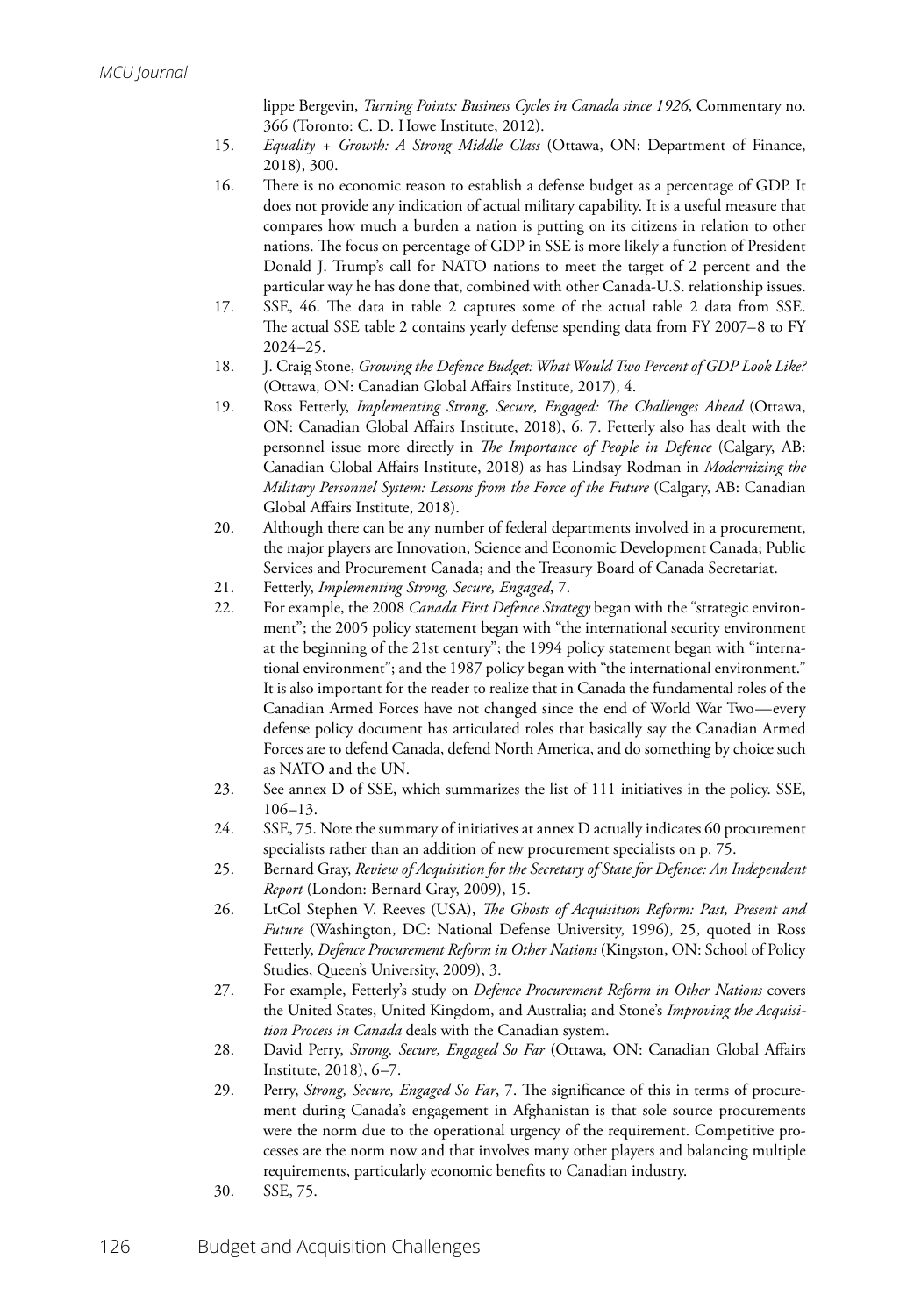lippe Bergevin, *Turning Points: Business Cycles in Canada since 1926*, Commentary no. 366 (Toronto: C. D. Howe Institute, 2012).

15. *Equality + Growth: A Strong Middle Class* (Ottawa, ON: Department of Finance, 2018), 300.
16. There is no economic reason to establish a defense budget as a percentage of GDP. It does not provide any indication of actual military capability. It is a useful measure that compares how much a burden a nation is putting on its citizens in relation to other nations. The focus on percentage of GDP in SSE is more likely a function of President Donald J. Trump's call for NATO nations to meet the target of 2 percent and the particular way he has done that, combined with other Canada-U.S. relationship issues.
17. SSE, 46. The data in table 2 captures some of the actual table 2 data from SSE. The actual SSE table 2 contains yearly defense spending data from FY 2007–8 to FY 2024–25.
18. J. Craig Stone, *Growing the Defence Budget: What Would Two Percent of GDP Look Like?* (Ottawa, ON: Canadian Global Affairs Institute, 2017), 4.
19. Ross Fetterly, *Implementing Strong, Secure, Engaged: The Challenges Ahead* (Ottawa, ON: Canadian Global Affairs Institute, 2018), 6, 7. Fetterly also has dealt with the personnel issue more directly in *The Importance of People in Defence* (Calgary, AB: Canadian Global Affairs Institute, 2018) as has Lindsay Rodman in *Modernizing the Military Personnel System: Lessons from the Force of the Future* (Calgary, AB: Canadian Global Affairs Institute, 2018).
20. Although there can be any number of federal departments involved in a procurement, the major players are Innovation, Science and Economic Development Canada; Public Services and Procurement Canada; and the Treasury Board of Canada Secretariat.
21. Fetterly, *Implementing Strong, Secure, Engaged*, 7.
22. For example, the 2008 *Canada First Defence Strategy* began with the "strategic environment"; the 2005 policy statement began with "the international security environment at the beginning of the 21st century"; the 1994 policy statement began with "international environment"; and the 1987 policy began with "the international environment." It is also important for the reader to realize that in Canada the fundamental roles of the Canadian Armed Forces have not changed since the end of World War Two—every defense policy document has articulated roles that basically say the Canadian Armed Forces are to defend Canada, defend North America, and do something by choice such as NATO and the UN.
23. See annex D of SSE, which summarizes the list of 111 initiatives in the policy. SSE, 106–13.
24. SSE, 75. Note the summary of initiatives at annex D actually indicates 60 procurement specialists rather than an addition of new procurement specialists on p. 75.
25. Bernard Gray, *Review of Acquisition for the Secretary of State for Defence: An Independent Report* (London: Bernard Gray, 2009), 15.
26. LtCol Stephen V. Reeves (USA), *The Ghosts of Acquisition Reform: Past, Present and Future* (Washington, DC: National Defense University, 1996), 25, quoted in Ross Fetterly, *Defence Procurement Reform in Other Nations* (Kingston, ON: School of Policy Studies, Queen's University, 2009), 3.
27. For example, Fetterly's study on *Defence Procurement Reform in Other Nations* covers the United States, United Kingdom, and Australia; and Stone's *Improving the Acquisition Process in Canada* deals with the Canadian system.
28. David Perry, *Strong, Secure, Engaged So Far* (Ottawa, ON: Canadian Global Affairs Institute, 2018), 6–7.
29. Perry, *Strong, Secure, Engaged So Far*, 7. The significance of this in terms of procurement during Canada's engagement in Afghanistan is that sole source procurements were the norm due to the operational urgency of the requirement. Competitive processes are the norm now and that involves many other players and balancing multiple requirements, particularly economic benefits to Canadian industry.
30. SSE, 75.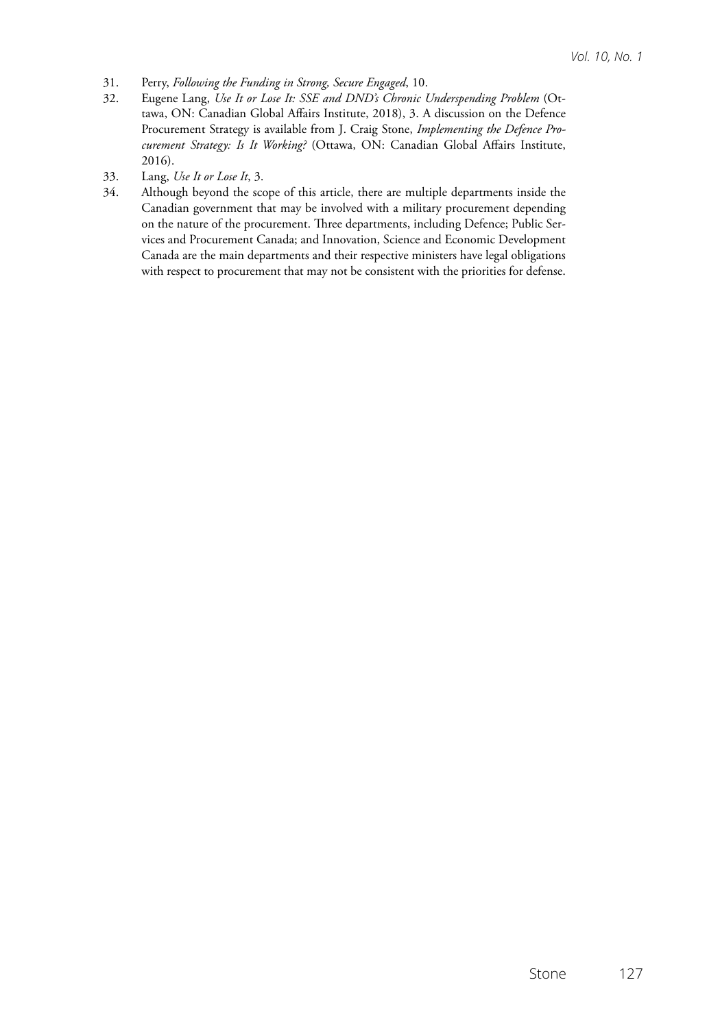31. Perry, *Following the Funding in Strong, Secure Engaged*, 10.
32. Eugene Lang, *Use It or Lose It: SSE and DND's Chronic Underspending Problem* (Ottawa, ON: Canadian Global Affairs Institute, 2018), 3. A discussion on the Defence Procurement Strategy is available from J. Craig Stone, *Implementing the Defence Procurement Strategy: Is It Working?* (Ottawa, ON: Canadian Global Affairs Institute, 2016).
33. Lang, *Use It or Lose It*, 3.
34. Although beyond the scope of this article, there are multiple departments inside the Canadian government that may be involved with a military procurement depending on the nature of the procurement. Three departments, including Defence; Public Services and Procurement Canada; and Innovation, Science and Economic Development Canada are the main departments and their respective ministers have legal obligations with respect to procurement that may not be consistent with the priorities for defense.